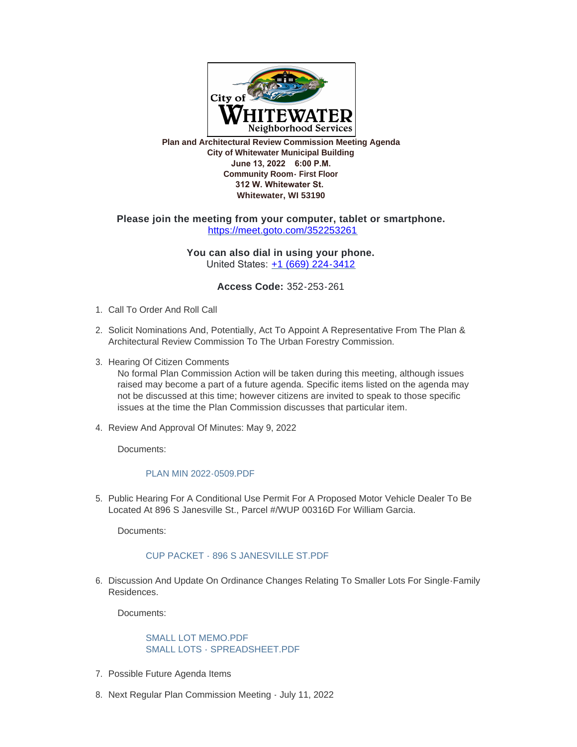City of WHITEWATER Neighborhood Services

**Plan and Architectural Review Commission Meeting Agenda**
**City of Whitewater Municipal Building**
**June 13, 2022 6:00 P.M.**
**Community Room- First Floor**
**312 W. Whitewater St.**
**Whitewater, WI 53190**

**Please join the meeting from your computer, tablet or smartphone.**
https://meet.goto.com/352253261

**You can also dial in using your phone.**
United States: +1 (669) 224-3412

**Access Code:** 352-253-261

1. Call To Order And Roll Call

2. Solicit Nominations And, Potentially, Act To Appoint A Representative From The Plan & Architectural Review Commission To The Urban Forestry Commission.

3. Hearing Of Citizen Comments
   No formal Plan Commission Action will be taken during this meeting, although issues raised may become a part of a future agenda. Specific items listed on the agenda may not be discussed at this time; however citizens are invited to speak to those specific issues at the time the Plan Commission discusses that particular item.

4. Review And Approval Of Minutes: May 9, 2022

   Documents:

   PLAN MIN 2022-0509.PDF

5. Public Hearing For A Conditional Use Permit For A Proposed Motor Vehicle Dealer To Be Located At 896 S Janesville St., Parcel #/WUP 00316D For William Garcia.

   Documents:

   CUP PACKET - 896 S JANESVILLE ST.PDF

6. Discussion And Update On Ordinance Changes Relating To Smaller Lots For Single-Family Residences.

   Documents:

   SMALL LOT MEMO.PDF
   SMALL LOTS - SPREADSHEET.PDF

7. Possible Future Agenda Items

8. Next Regular Plan Commission Meeting - July 11, 2022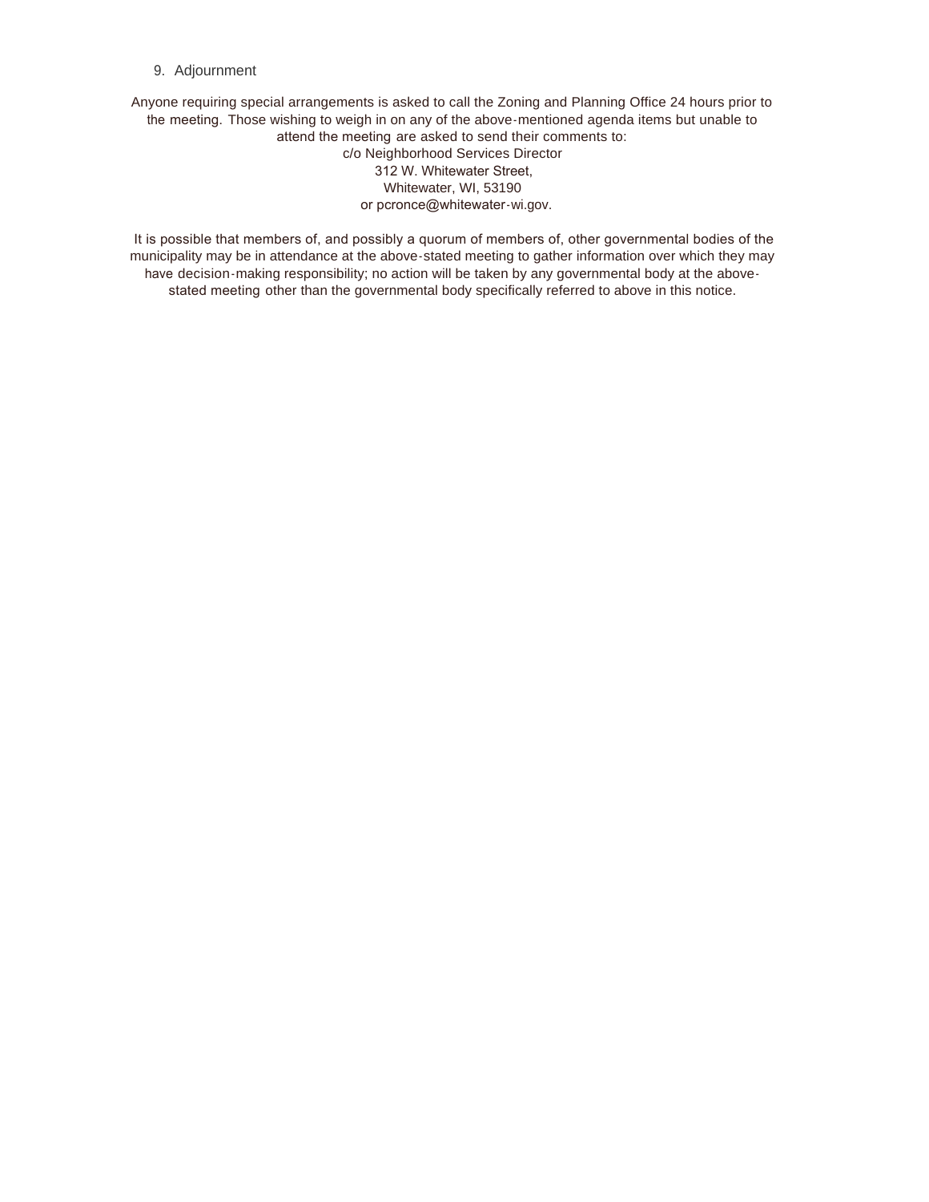9. Adjournment

Anyone requiring special arrangements is asked to call the Zoning and Planning Office 24 hours prior to the meeting. Those wishing to weigh in on any of the above-mentioned agenda items but unable to attend the meeting are asked to send their comments to:
c/o Neighborhood Services Director
312 W. Whitewater Street,
Whitewater, WI, 53190
or pcronce@whitewater-wi.gov.

It is possible that members of, and possibly a quorum of members of, other governmental bodies of the municipality may be in attendance at the above-stated meeting to gather information over which they may have decision-making responsibility; no action will be taken by any governmental body at the above-stated meeting other than the governmental body specifically referred to above in this notice.